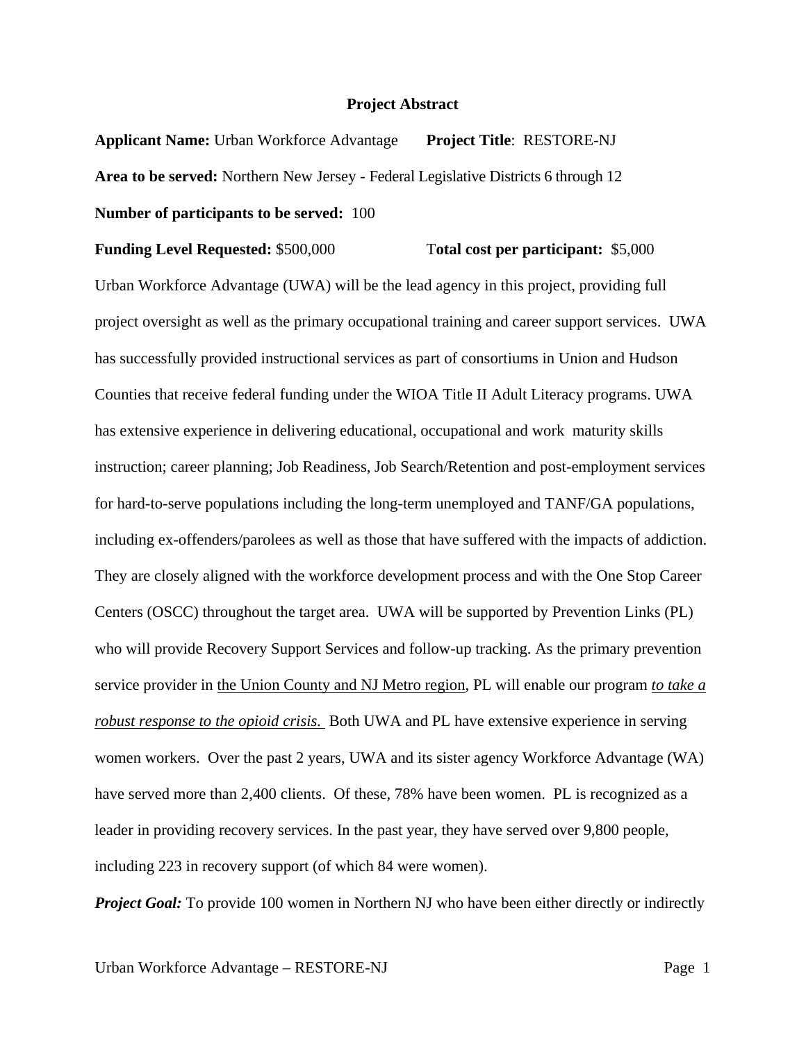# Project Abstract

**Applicant Name:** Urban Workforce Advantage **Project Title**: RESTORE-NJ

**Area to be served:** Northern New Jersey - Federal Legislative Districts 6 through 12

**Number of participants to be served:** 100

**Funding Level Requested:** $500,000 **Total cost per participant:** $5,000

Urban Workforce Advantage (UWA) will be the lead agency in this project, providing full project oversight as well as the primary occupational training and career support services. UWA has successfully provided instructional services as part of consortiums in Union and Hudson Counties that receive federal funding under the WIOA Title II Adult Literacy programs. UWA has extensive experience in delivering educational, occupational and work maturity skills instruction; career planning; Job Readiness, Job Search/Retention and post-employment services for hard-to-serve populations including the long-term unemployed and TANF/GA populations, including ex-offenders/parolees as well as those that have suffered with the impacts of addiction. They are closely aligned with the workforce development process and with the One Stop Career Centers (OSCC) throughout the target area. UWA will be supported by Prevention Links (PL) who will provide Recovery Support Services and follow-up tracking. As the primary prevention service provider in <u>the Union County and NJ Metro region</u>, PL will enable our program <u>*to take a robust response to the opioid crisis.*</u> Both UWA and PL have extensive experience in serving women workers. Over the past 2 years, UWA and its sister agency Workforce Advantage (WA) have served more than 2,400 clients. Of these, 78% have been women. PL is recognized as a leader in providing recovery services. In the past year, they have served over 9,800 people, including 223 in recovery support (of which 84 were women).

***Project Goal:*** To provide 100 women in Northern NJ who have been either directly or indirectly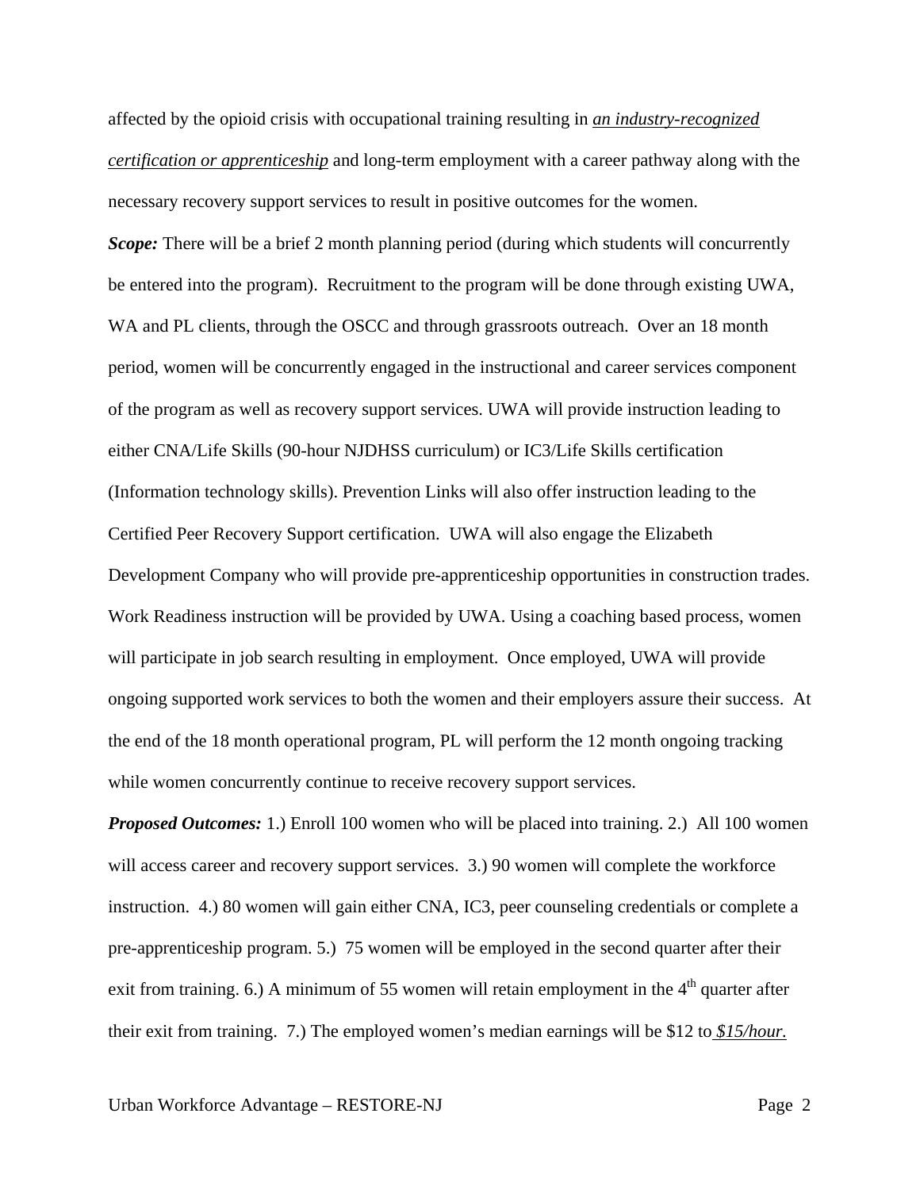affected by the opioid crisis with occupational training resulting in ***an industry-recognized certification or apprenticeship*** and long-term employment with a career pathway along with the necessary recovery support services to result in positive outcomes for the women.

***Scope:*** There will be a brief 2 month planning period (during which students will concurrently be entered into the program). Recruitment to the program will be done through existing UWA, WA and PL clients, through the OSCC and through grassroots outreach. Over an 18 month period, women will be concurrently engaged in the instructional and career services component of the program as well as recovery support services. UWA will provide instruction leading to either CNA/Life Skills (90-hour NJDHSS curriculum) or IC3/Life Skills certification (Information technology skills). Prevention Links will also offer instruction leading to the Certified Peer Recovery Support certification. UWA will also engage the Elizabeth Development Company who will provide pre-apprenticeship opportunities in construction trades. Work Readiness instruction will be provided by UWA. Using a coaching based process, women will participate in job search resulting in employment. Once employed, UWA will provide ongoing supported work services to both the women and their employers assure their success. At the end of the 18 month operational program, PL will perform the 12 month ongoing tracking while women concurrently continue to receive recovery support services.

***Proposed Outcomes:*** 1.) Enroll 100 women who will be placed into training. 2.) All 100 women will access career and recovery support services. 3.) 90 women will complete the workforce instruction. 4.) 80 women will gain either CNA, IC3, peer counseling credentials or complete a pre-apprenticeship program. 5.) 75 women will be employed in the second quarter after their exit from training. 6.) A minimum of 55 women will retain employment in the 4th quarter after their exit from training. 7.) The employed women's median earnings will be $12 to ***$15/hour.***